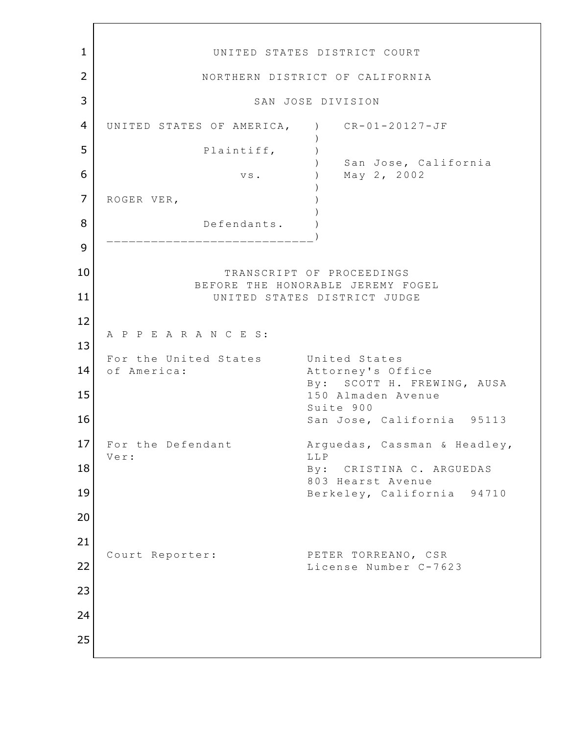UNITED STATES DISTRICT COURT

NORTHERN DISTRICT OF CALIFORNIA

SAN JOSE DIVISION

| | |
|---|---|
| UNITED STATES OF AMERICA, Plaintiff, vs. ROGER VER, Defendants. | CR-01-20127-JF<br>San Jose, California<br>May 2, 2002 |

TRANSCRIPT OF PROCEEDINGS
BEFORE THE HONORABLE JEREMY FOGEL
UNITED STATES DISTRICT JUDGE

A P P E A R A N C E S:

| | |
|---|---|
| For the United States of America: | United States Attorney's Office<br>By: SCOTT H. FREWING, AUSA<br>150 Almaden Avenue<br>Suite 900<br>San Jose, California 95113 |
| For the Defendant Ver: | Arguedas, Cassman & Headley, LLP<br>By: CRISTINA C. ARGUEDAS<br>803 Hearst Avenue<br>Berkeley, California 94710 |
| Court Reporter: | PETER TORREANO, CSR<br>License Number C-7623 |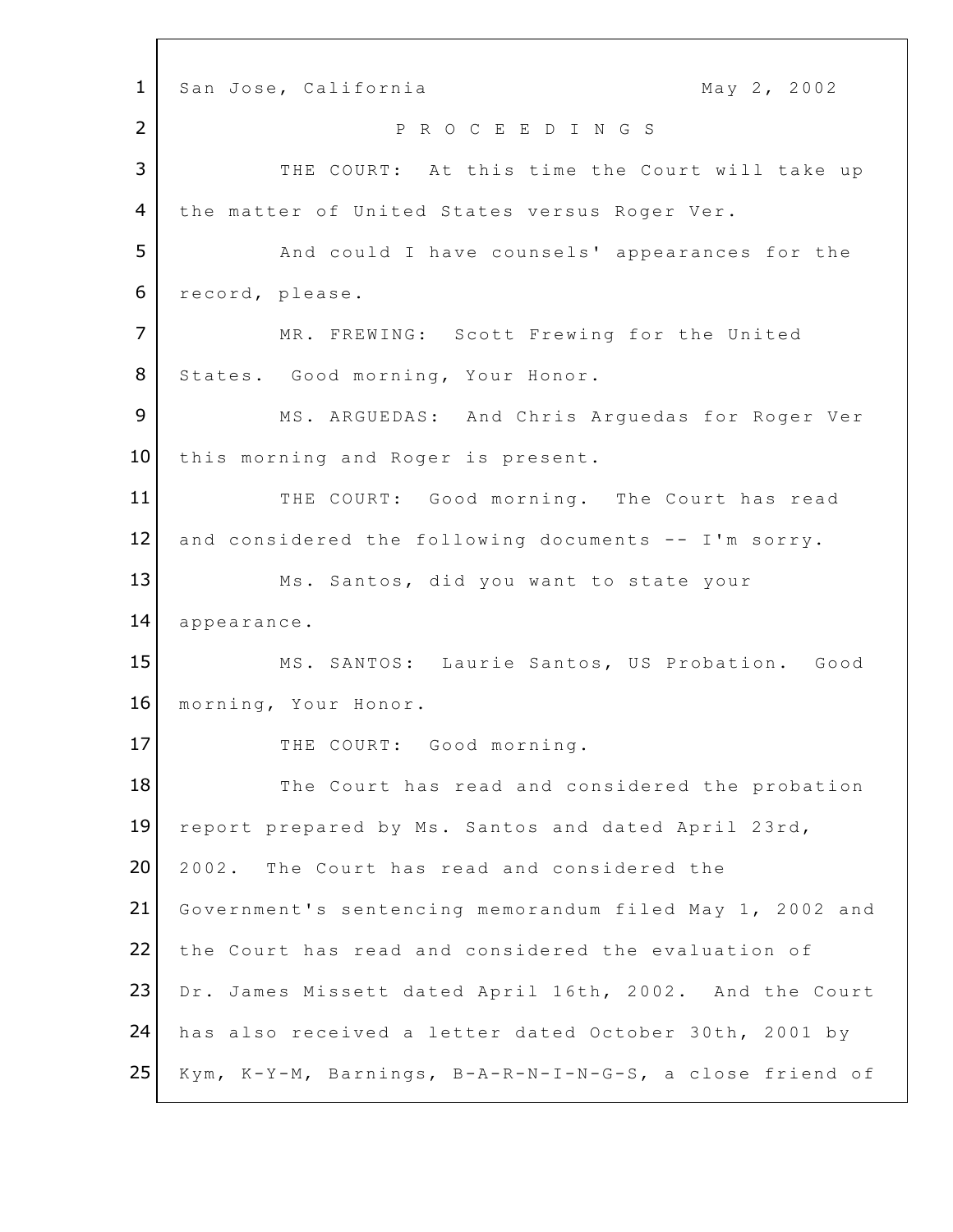San Jose, California May 2, 2002

P R O C E E D I N G S

THE COURT: At this time the Court will take up the matter of United States versus Roger Ver.

And could I have counsels' appearances for the record, please.

MR. FREWING: Scott Frewing for the United States. Good morning, Your Honor.

MS. ARGUEDAS: And Chris Arguedas for Roger Ver this morning and Roger is present.

THE COURT: Good morning. The Court has read and considered the following documents -- I'm sorry.

Ms. Santos, did you want to state your appearance.

MS. SANTOS: Laurie Santos, US Probation. Good morning, Your Honor.

THE COURT: Good morning.

The Court has read and considered the probation report prepared by Ms. Santos and dated April 23rd, 2002. The Court has read and considered the Government's sentencing memorandum filed May 1, 2002 and the Court has read and considered the evaluation of Dr. James Missett dated April 16th, 2002. And the Court has also received a letter dated October 30th, 2001 by Kym, K-Y-M, Barnings, B-A-R-N-I-N-G-S, a close friend of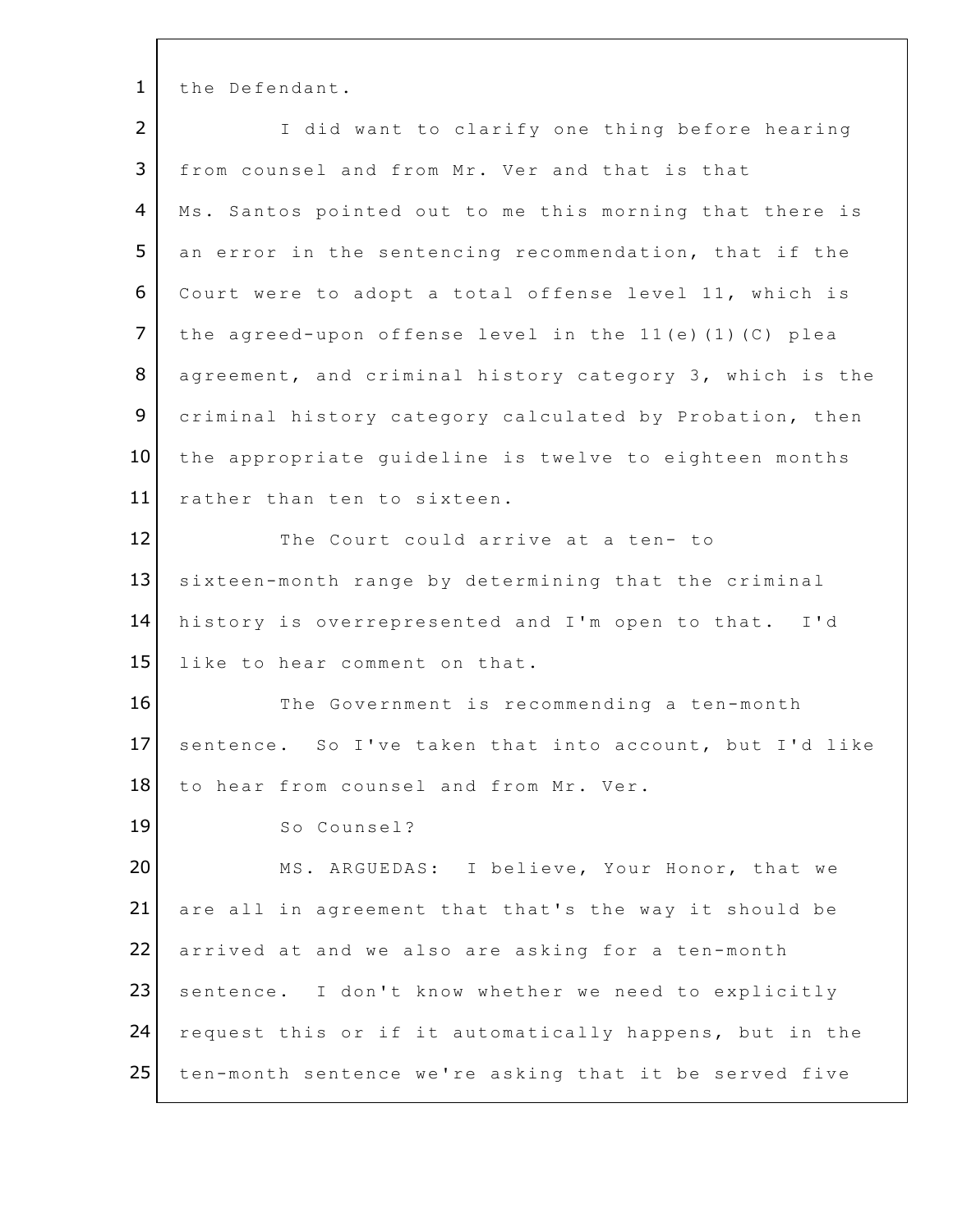the Defendant.

I did want to clarify one thing before hearing from counsel and from Mr. Ver and that is that Ms. Santos pointed out to me this morning that there is an error in the sentencing recommendation, that if the Court were to adopt a total offense level 11, which is the agreed-upon offense level in the 11(e)(1)(C) plea agreement, and criminal history category 3, which is the criminal history category calculated by Probation, then the appropriate guideline is twelve to eighteen months rather than ten to sixteen.

The Court could arrive at a ten- to sixteen-month range by determining that the criminal history is overrepresented and I'm open to that. I'd like to hear comment on that.

The Government is recommending a ten-month sentence. So I've taken that into account, but I'd like to hear from counsel and from Mr. Ver.

So Counsel?

MS. ARGUEDAS: I believe, Your Honor, that we are all in agreement that that's the way it should be arrived at and we also are asking for a ten-month sentence. I don't know whether we need to explicitly request this or if it automatically happens, but in the ten-month sentence we're asking that it be served five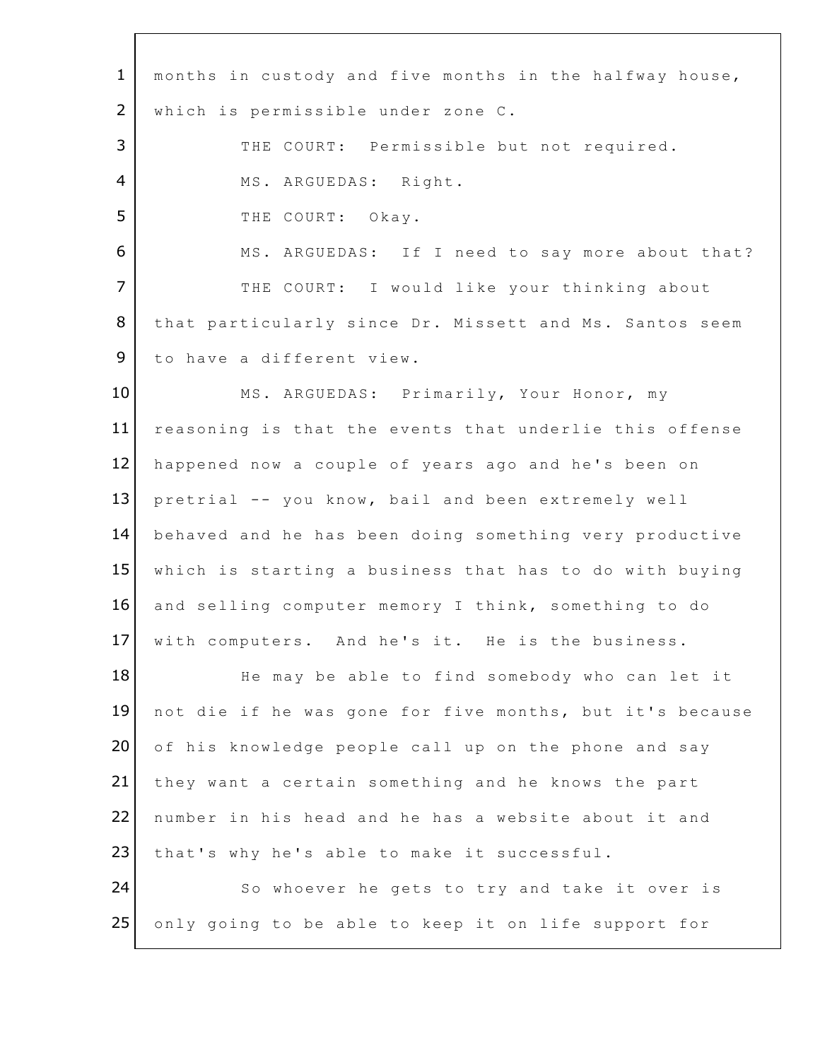months in custody and five months in the halfway house, which is permissible under zone C.

THE COURT: Permissible but not required.

MS. ARGUEDAS: Right.

THE COURT: Okay.

MS. ARGUEDAS: If I need to say more about that?

THE COURT: I would like your thinking about that particularly since Dr. Missett and Ms. Santos seem to have a different view.

MS. ARGUEDAS: Primarily, Your Honor, my reasoning is that the events that underlie this offense happened now a couple of years ago and he's been on pretrial -- you know, bail and been extremely well behaved and he has been doing something very productive which is starting a business that has to do with buying and selling computer memory I think, something to do with computers. And he's it. He is the business.

He may be able to find somebody who can let it not die if he was gone for five months, but it's because of his knowledge people call up on the phone and say they want a certain something and he knows the part number in his head and he has a website about it and that's why he's able to make it successful.

So whoever he gets to try and take it over is only going to be able to keep it on life support for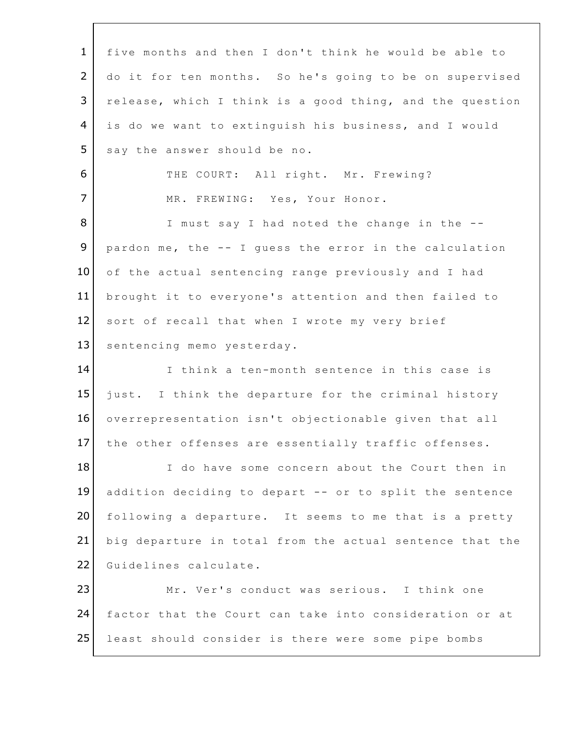five months and then I don't think he would be able to do it for ten months. So he's going to be on supervised release, which I think is a good thing, and the question is do we want to extinguish his business, and I would say the answer should be no.

THE COURT: All right. Mr. Frewing?

MR. FREWING: Yes, Your Honor.

I must say I had noted the change in the -- pardon me, the -- I guess the error in the calculation of the actual sentencing range previously and I had brought it to everyone's attention and then failed to sort of recall that when I wrote my very brief sentencing memo yesterday.

I think a ten-month sentence in this case is just. I think the departure for the criminal history overrepresentation isn't objectionable given that all the other offenses are essentially traffic offenses.

I do have some concern about the Court then in addition deciding to depart -- or to split the sentence following a departure. It seems to me that is a pretty big departure in total from the actual sentence that the Guidelines calculate.

Mr. Ver's conduct was serious. I think one factor that the Court can take into consideration or at least should consider is there were some pipe bombs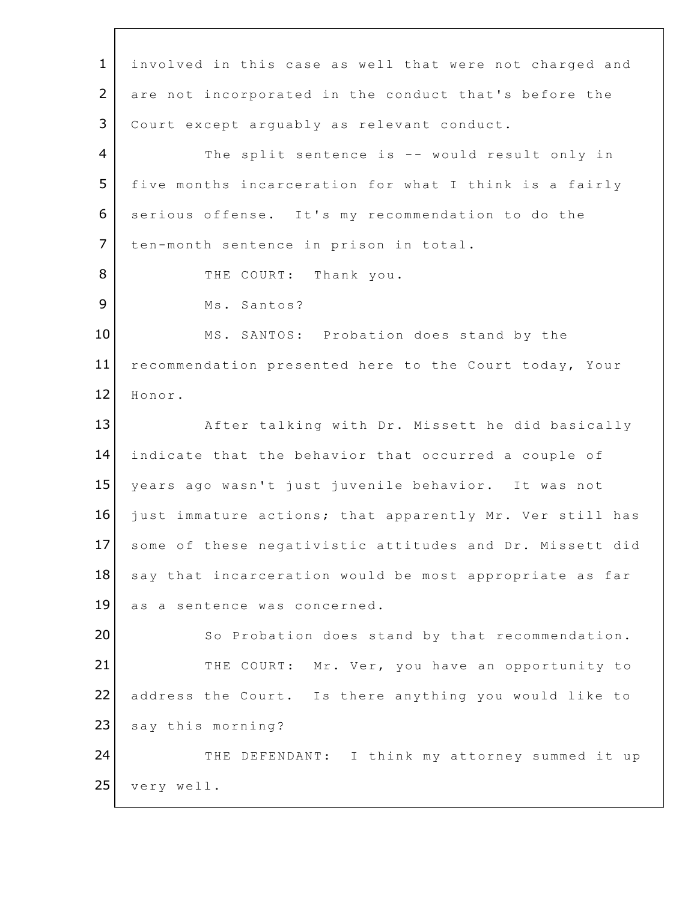involved in this case as well that were not charged and are not incorporated in the conduct that's before the Court except arguably as relevant conduct.

The split sentence is -- would result only in five months incarceration for what I think is a fairly serious offense. It's my recommendation to do the ten-month sentence in prison in total.

THE COURT: Thank you.

Ms. Santos?

MS. SANTOS: Probation does stand by the recommendation presented here to the Court today, Your Honor.

After talking with Dr. Missett he did basically indicate that the behavior that occurred a couple of years ago wasn't just juvenile behavior. It was not just immature actions; that apparently Mr. Ver still has some of these negativistic attitudes and Dr. Missett did say that incarceration would be most appropriate as far as a sentence was concerned.

So Probation does stand by that recommendation.

THE COURT: Mr. Ver, you have an opportunity to address the Court. Is there anything you would like to say this morning?

THE DEFENDANT: I think my attorney summed it up very well.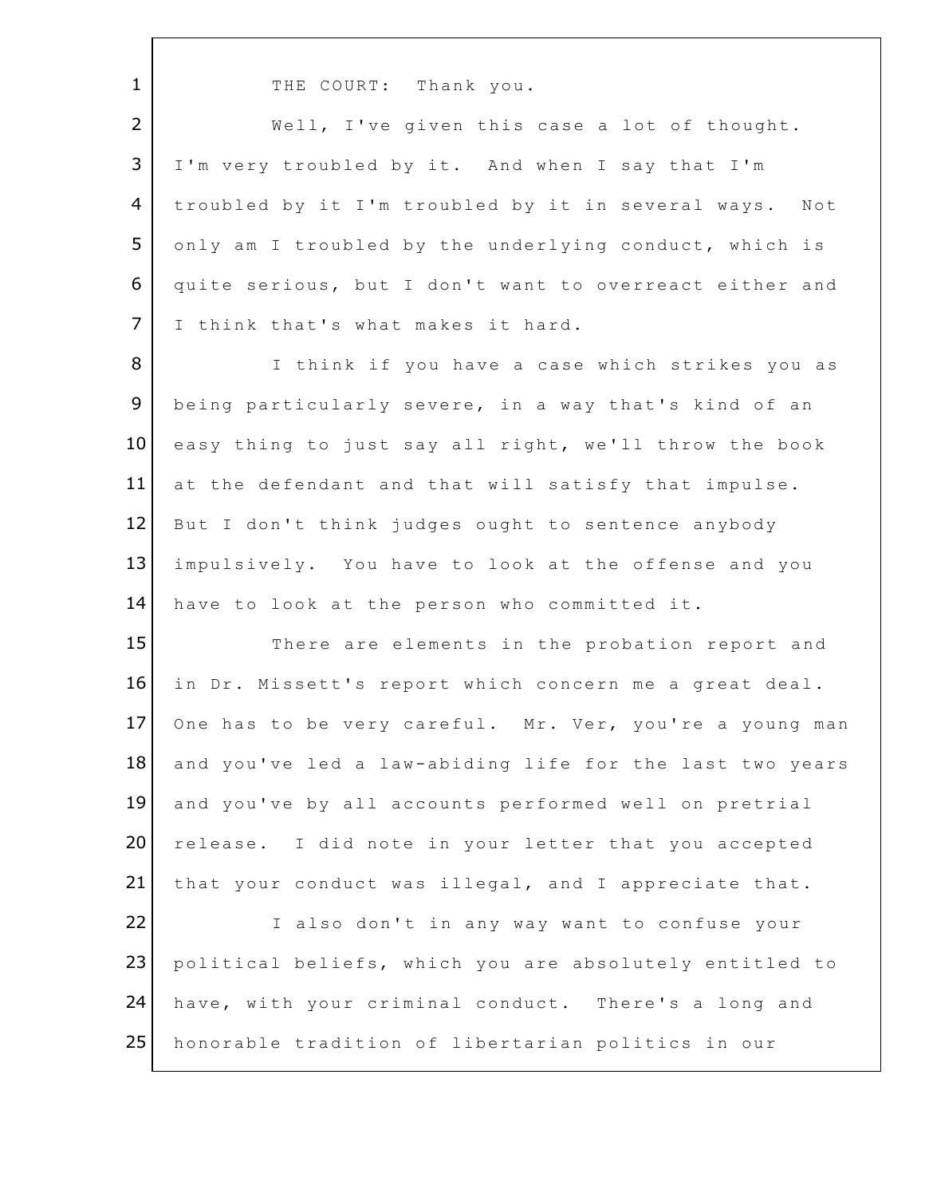THE COURT: Thank you.

Well, I've given this case a lot of thought. I'm very troubled by it. And when I say that I'm troubled by it I'm troubled by it in several ways. Not only am I troubled by the underlying conduct, which is quite serious, but I don't want to overreact either and I think that's what makes it hard.

I think if you have a case which strikes you as being particularly severe, in a way that's kind of an easy thing to just say all right, we'll throw the book at the defendant and that will satisfy that impulse. But I don't think judges ought to sentence anybody impulsively. You have to look at the offense and you have to look at the person who committed it.

There are elements in the probation report and in Dr. Missett's report which concern me a great deal. One has to be very careful. Mr. Ver, you're a young man and you've led a law-abiding life for the last two years and you've by all accounts performed well on pretrial release. I did note in your letter that you accepted that your conduct was illegal, and I appreciate that.

I also don't in any way want to confuse your political beliefs, which you are absolutely entitled to have, with your criminal conduct. There's a long and honorable tradition of libertarian politics in our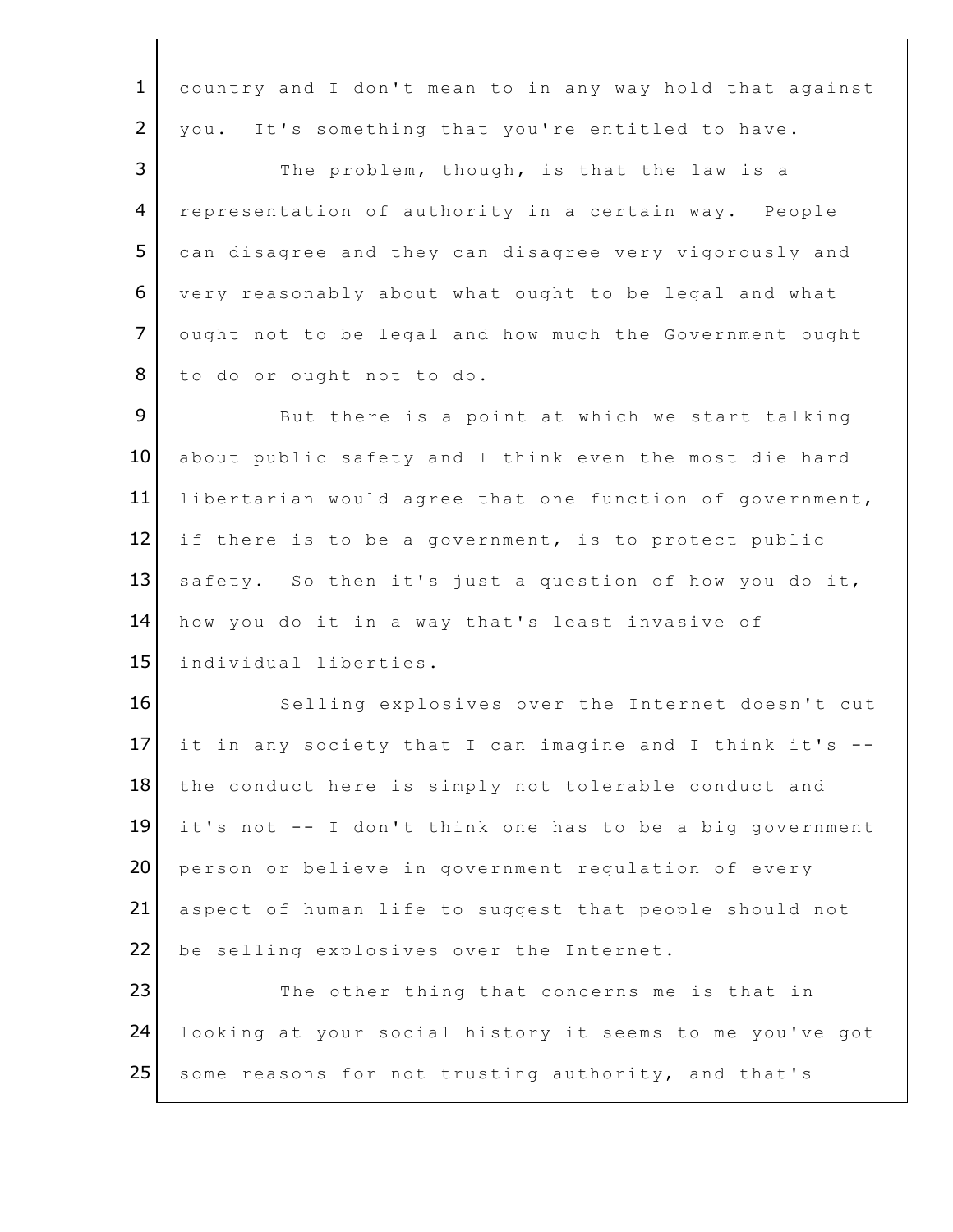country and I don't mean to in any way hold that against you. It's something that you're entitled to have.

The problem, though, is that the law is a representation of authority in a certain way. People can disagree and they can disagree very vigorously and very reasonably about what ought to be legal and what ought not to be legal and how much the Government ought to do or ought not to do.

But there is a point at which we start talking about public safety and I think even the most die hard libertarian would agree that one function of government, if there is to be a government, is to protect public safety. So then it's just a question of how you do it, how you do it in a way that's least invasive of individual liberties.

Selling explosives over the Internet doesn't cut it in any society that I can imagine and I think it's -- the conduct here is simply not tolerable conduct and it's not -- I don't think one has to be a big government person or believe in government regulation of every aspect of human life to suggest that people should not be selling explosives over the Internet.

The other thing that concerns me is that in looking at your social history it seems to me you've got some reasons for not trusting authority, and that's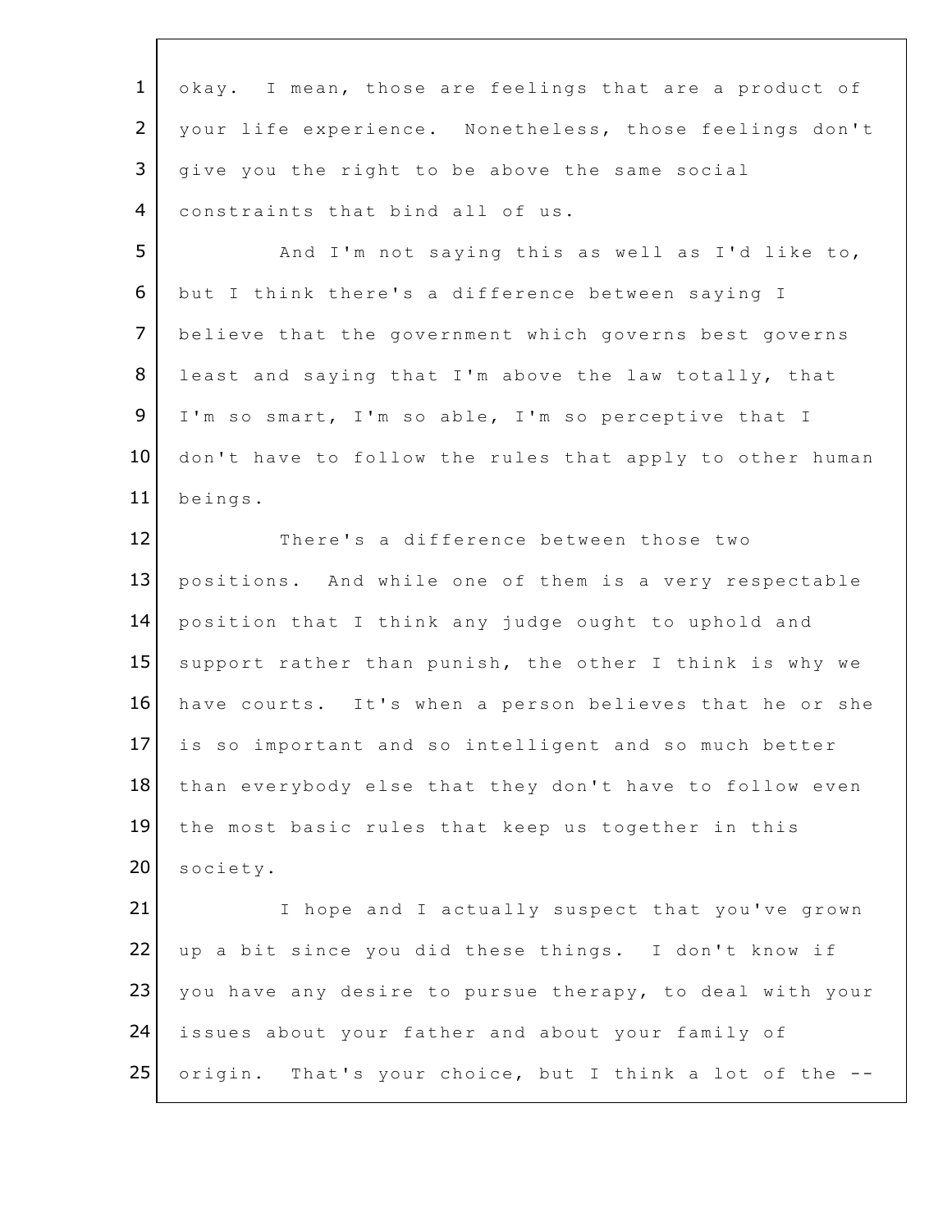okay. I mean, those are feelings that are a product of your life experience. Nonetheless, those feelings don't give you the right to be above the same social constraints that bind all of us.

And I'm not saying this as well as I'd like to, but I think there's a difference between saying I believe that the government which governs best governs least and saying that I'm above the law totally, that I'm so smart, I'm so able, I'm so perceptive that I don't have to follow the rules that apply to other human beings.

There's a difference between those two positions. And while one of them is a very respectable position that I think any judge ought to uphold and support rather than punish, the other I think is why we have courts. It's when a person believes that he or she is so important and so intelligent and so much better than everybody else that they don't have to follow even the most basic rules that keep us together in this society.

I hope and I actually suspect that you've grown up a bit since you did these things. I don't know if you have any desire to pursue therapy, to deal with your issues about your father and about your family of origin. That's your choice, but I think a lot of the --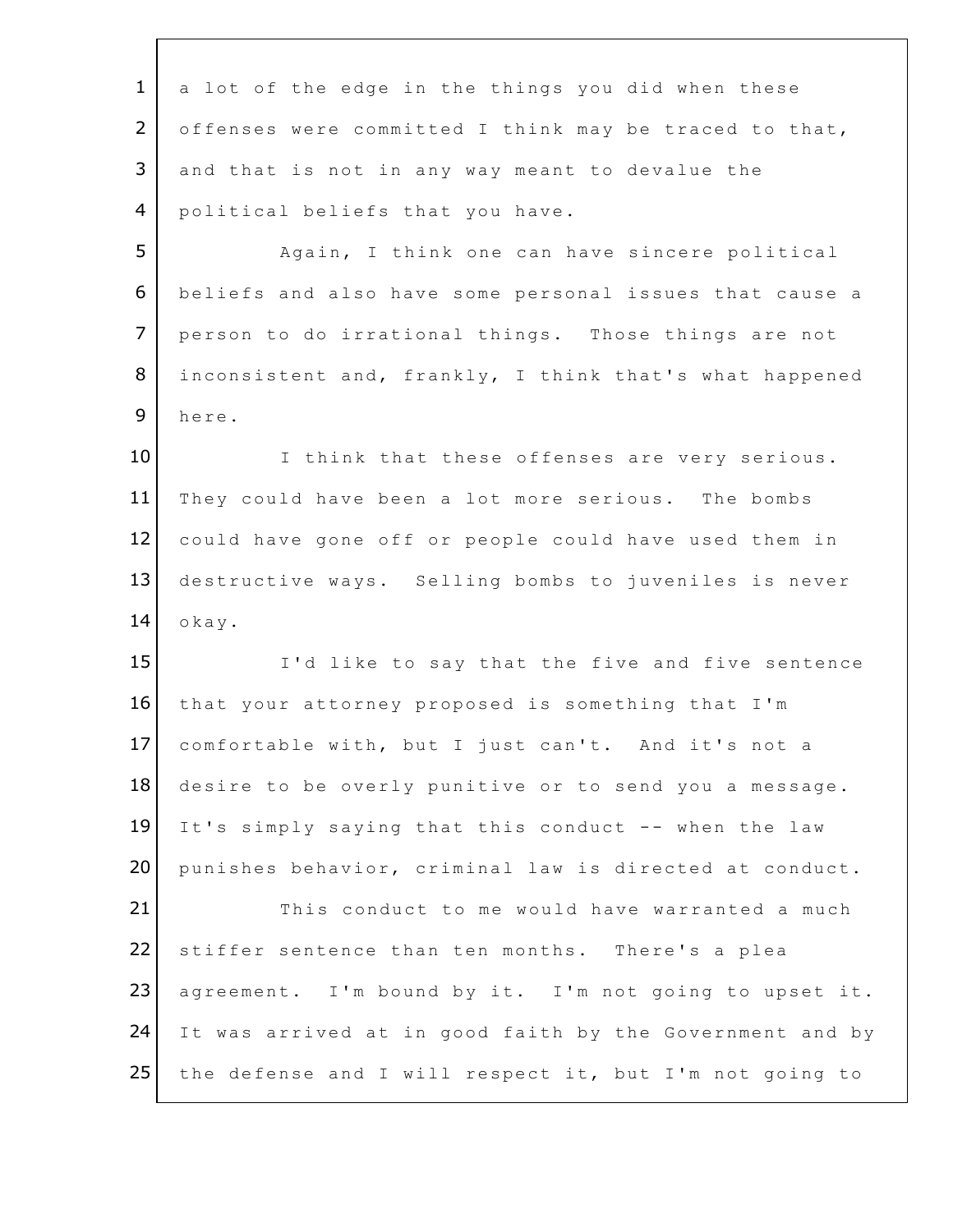a lot of the edge in the things you did when these offenses were committed I think may be traced to that, and that is not in any way meant to devalue the political beliefs that you have.

Again, I think one can have sincere political beliefs and also have some personal issues that cause a person to do irrational things. Those things are not inconsistent and, frankly, I think that's what happened here.

I think that these offenses are very serious. They could have been a lot more serious. The bombs could have gone off or people could have used them in destructive ways. Selling bombs to juveniles is never okay.

I'd like to say that the five and five sentence that your attorney proposed is something that I'm comfortable with, but I just can't. And it's not a desire to be overly punitive or to send you a message. It's simply saying that this conduct -- when the law punishes behavior, criminal law is directed at conduct.

This conduct to me would have warranted a much stiffer sentence than ten months. There's a plea agreement. I'm bound by it. I'm not going to upset it. It was arrived at in good faith by the Government and by the defense and I will respect it, but I'm not going to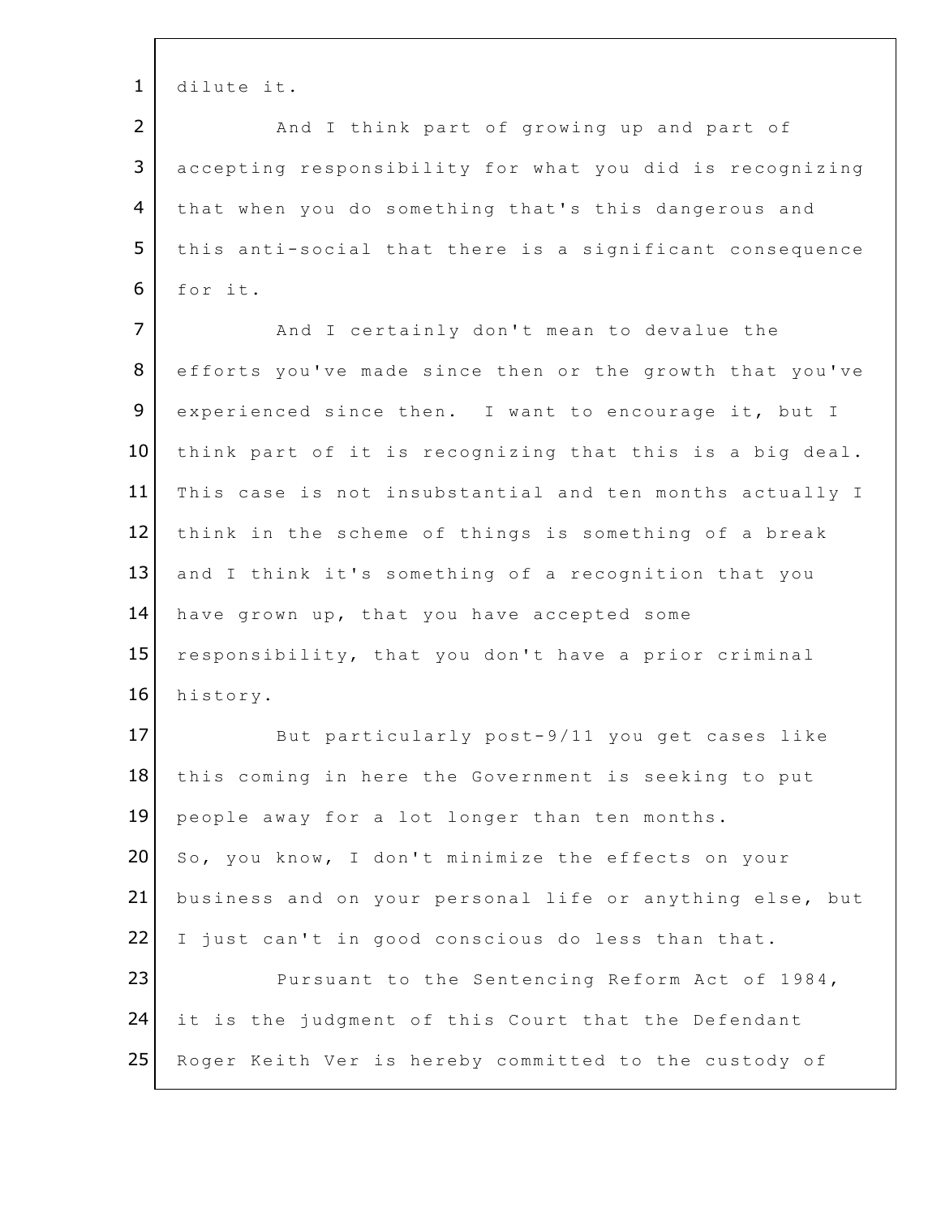dilute it.

And I think part of growing up and part of accepting responsibility for what you did is recognizing that when you do something that's this dangerous and this anti-social that there is a significant consequence for it.

And I certainly don't mean to devalue the efforts you've made since then or the growth that you've experienced since then. I want to encourage it, but I think part of it is recognizing that this is a big deal. This case is not insubstantial and ten months actually I think in the scheme of things is something of a break and I think it's something of a recognition that you have grown up, that you have accepted some responsibility, that you don't have a prior criminal history.

But particularly post-9/11 you get cases like this coming in here the Government is seeking to put people away for a lot longer than ten months.
So, you know, I don't minimize the effects on your business and on your personal life or anything else, but I just can't in good conscious do less than that.

Pursuant to the Sentencing Reform Act of 1984, it is the judgment of this Court that the Defendant Roger Keith Ver is hereby committed to the custody of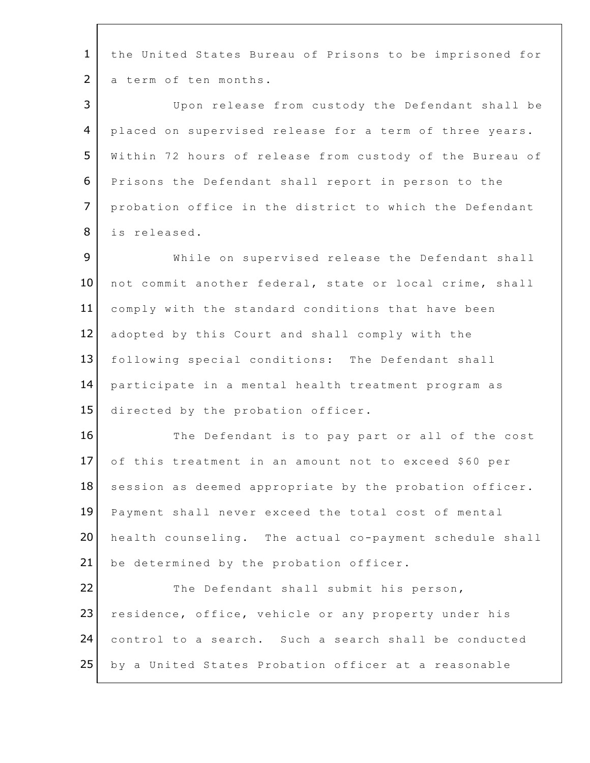the United States Bureau of Prisons to be imprisoned for a term of ten months.

Upon release from custody the Defendant shall be placed on supervised release for a term of three years. Within 72 hours of release from custody of the Bureau of Prisons the Defendant shall report in person to the probation office in the district to which the Defendant is released.

While on supervised release the Defendant shall not commit another federal, state or local crime, shall comply with the standard conditions that have been adopted by this Court and shall comply with the following special conditions: The Defendant shall participate in a mental health treatment program as directed by the probation officer.

The Defendant is to pay part or all of the cost of this treatment in an amount not to exceed $60 per session as deemed appropriate by the probation officer. Payment shall never exceed the total cost of mental health counseling. The actual co-payment schedule shall be determined by the probation officer.

The Defendant shall submit his person, residence, office, vehicle or any property under his control to a search. Such a search shall be conducted by a United States Probation officer at a reasonable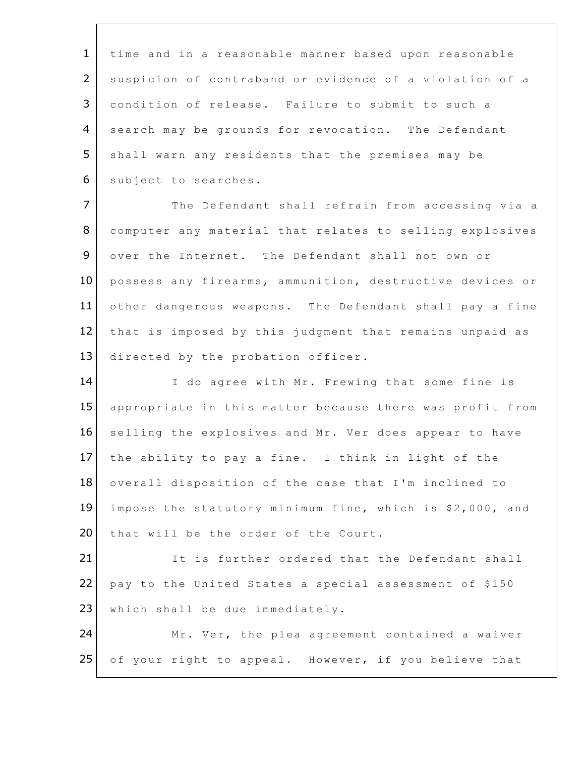time and in a reasonable manner based upon reasonable suspicion of contraband or evidence of a violation of a condition of release. Failure to submit to such a search may be grounds for revocation. The Defendant shall warn any residents that the premises may be subject to searches.

The Defendant shall refrain from accessing via a computer any material that relates to selling explosives over the Internet. The Defendant shall not own or possess any firearms, ammunition, destructive devices or other dangerous weapons. The Defendant shall pay a fine that is imposed by this judgment that remains unpaid as directed by the probation officer.

I do agree with Mr. Frewing that some fine is appropriate in this matter because there was profit from selling the explosives and Mr. Ver does appear to have the ability to pay a fine. I think in light of the overall disposition of the case that I'm inclined to impose the statutory minimum fine, which is $2,000, and that will be the order of the Court.

It is further ordered that the Defendant shall pay to the United States a special assessment of $150 which shall be due immediately.

Mr. Ver, the plea agreement contained a waiver of your right to appeal. However, if you believe that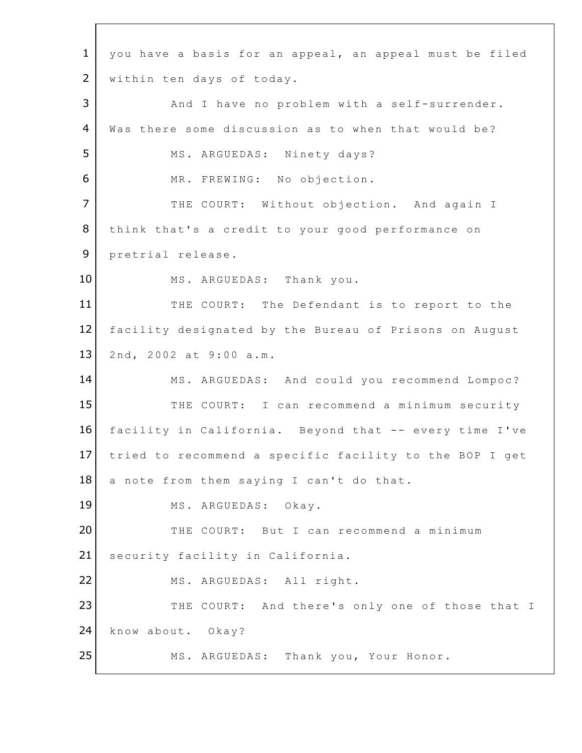you have a basis for an appeal, an appeal must be filed within ten days of today.

And I have no problem with a self-surrender. Was there some discussion as to when that would be?

MS. ARGUEDAS: Ninety days?

MR. FREWING: No objection.

THE COURT: Without objection. And again I think that's a credit to your good performance on pretrial release.

MS. ARGUEDAS: Thank you.

THE COURT: The Defendant is to report to the facility designated by the Bureau of Prisons on August 2nd, 2002 at 9:00 a.m.

MS. ARGUEDAS: And could you recommend Lompoc?

THE COURT: I can recommend a minimum security facility in California. Beyond that -- every time I've tried to recommend a specific facility to the BOP I get a note from them saying I can't do that.

MS. ARGUEDAS: Okay.

THE COURT: But I can recommend a minimum security facility in California.

MS. ARGUEDAS: All right.

THE COURT: And there's only one of those that I know about. Okay?

MS. ARGUEDAS: Thank you, Your Honor.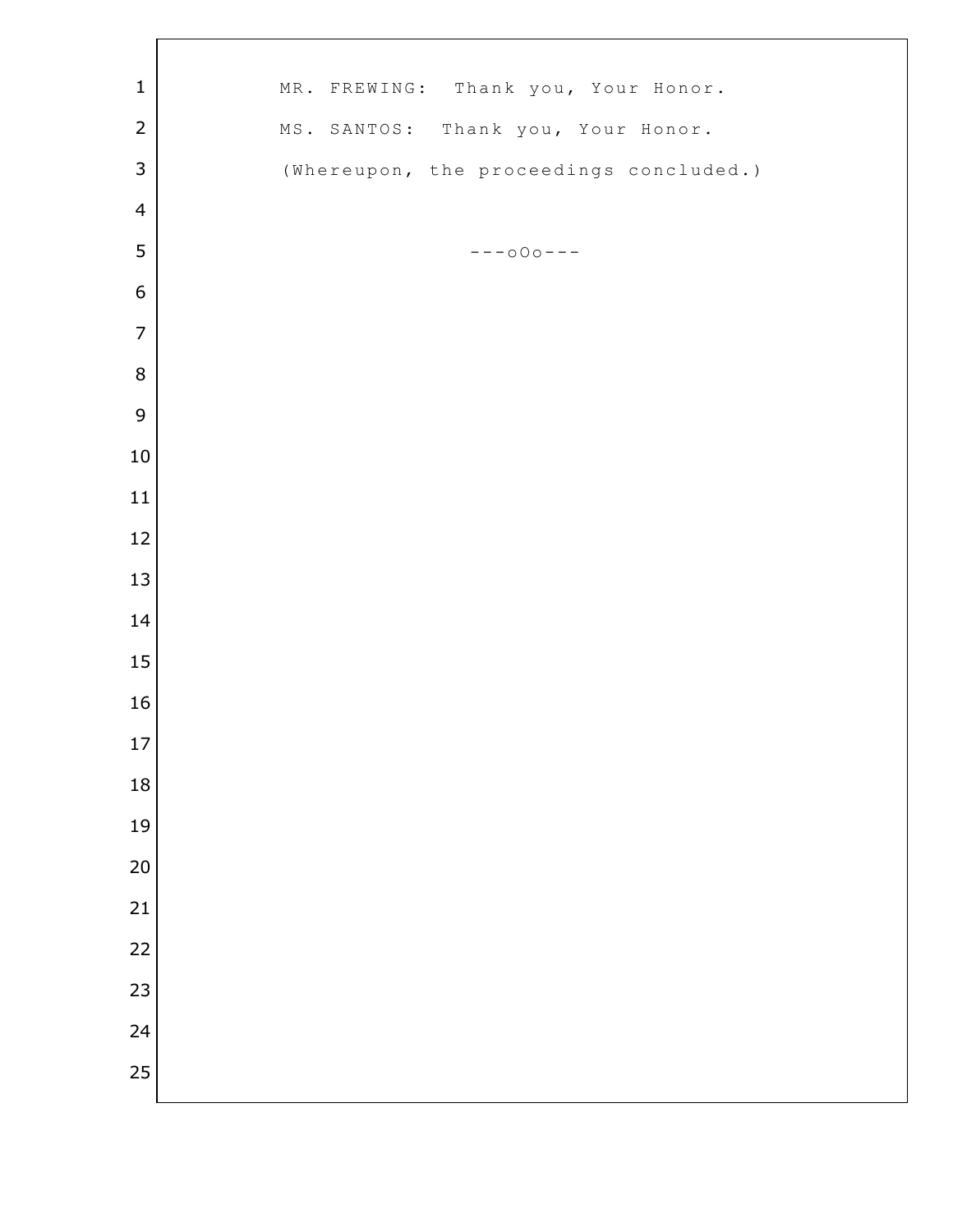MR. FREWING: Thank you, Your Honor.

MS. SANTOS: Thank you, Your Honor.

(Whereupon, the proceedings concluded.)

---oOo---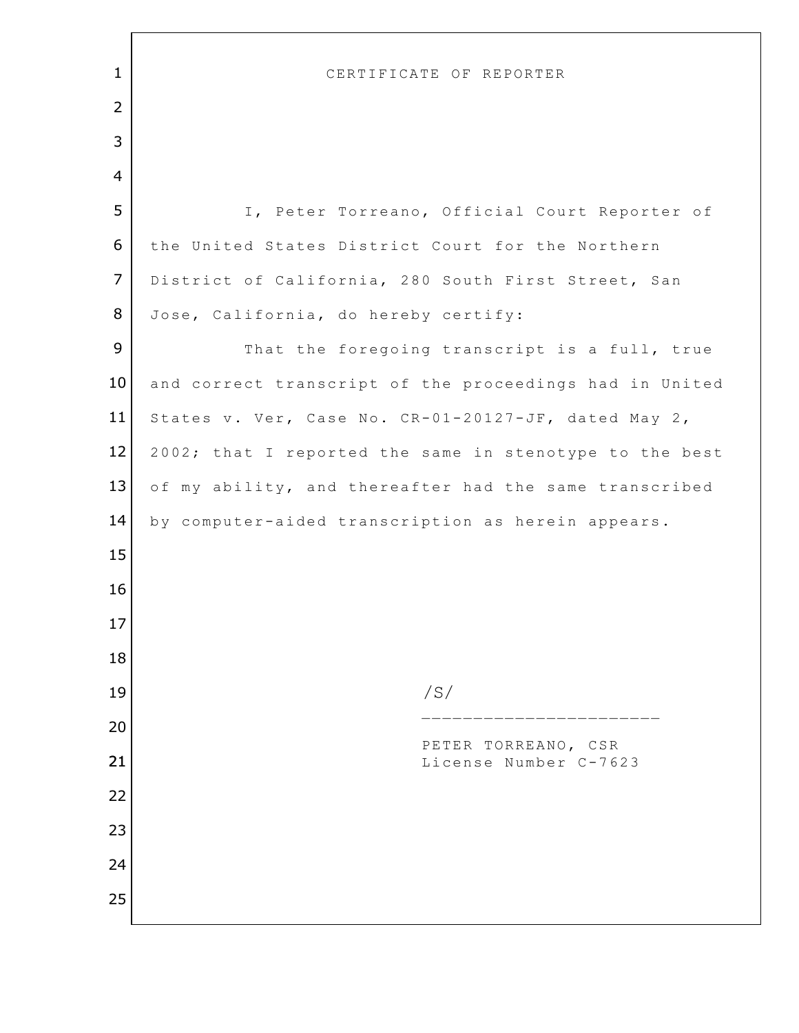# CERTIFICATE OF REPORTER

I, Peter Torreano, Official Court Reporter of the United States District Court for the Northern District of California, 280 South First Street, San Jose, California, do hereby certify:

That the foregoing transcript is a full, true and correct transcript of the proceedings had in United States v. Ver, Case No. CR-01-20127-JF, dated May 2, 2002; that I reported the same in stenotype to the best of my ability, and thereafter had the same transcribed by computer-aided transcription as herein appears.

/S/

______________________

PETER TORREANO, CSR
License Number C-7623